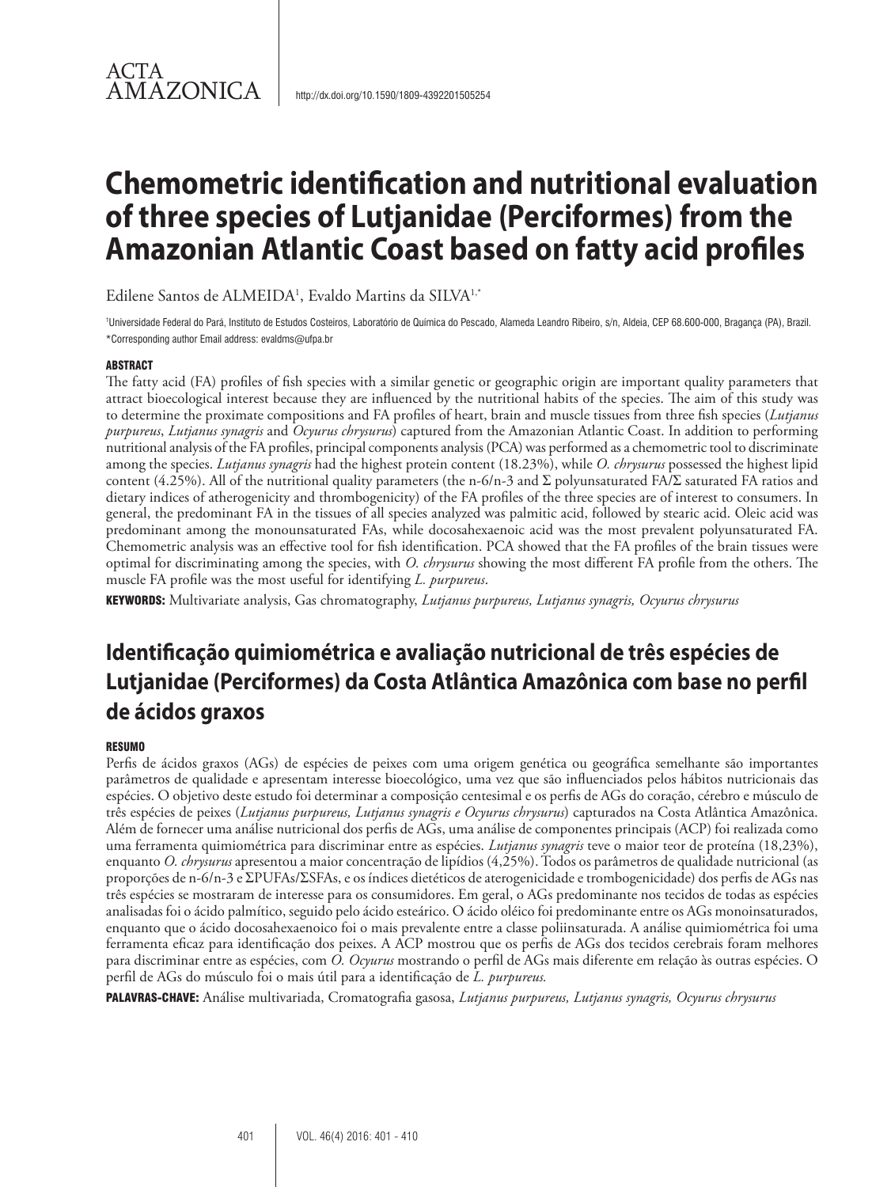ACTA AMAZONICA

http://dx.doi.org/10.1590/1809-4392201505254

# Chemometric identification and nutritional evaluation of three species of Lutjanidae (Perciformes) from the Amazonian Atlantic Coast based on fatty acid profiles

Edilene Santos de ALMEIDA[1], Evaldo Martins da SILVA[1,*]

[1]Universidade Federal do Pará, Instituto de Estudos Costeiros, Laboratório de Química do Pescado, Alameda Leandro Ribeiro, s/n, Aldeia, CEP 68.600-000, Bragança (PA), Brazil.
*Corresponding author Email address: evaldms@ufpa.br

## ABSTRACT

The fatty acid (FA) profiles of fish species with a similar genetic or geographic origin are important quality parameters that attract bioecological interest because they are influenced by the nutritional habits of the species. The aim of this study was to determine the proximate compositions and FA profiles of heart, brain and muscle tissues from three fish species (*Lutjanus purpureus*, *Lutjanus synagris* and *Ocyurus chrysurus*) captured from the Amazonian Atlantic Coast. In addition to performing nutritional analysis of the FA profiles, principal components analysis (PCA) was performed as a chemometric tool to discriminate among the species. *Lutjanus synagris* had the highest protein content (18.23%), while *O. chrysurus* possessed the highest lipid content (4.25%). All of the nutritional quality parameters (the n-6/n-3 and Σ polyunsaturated FA/Σ saturated FA ratios and dietary indices of atherogenicity and thrombogenicity) of the FA profiles of the three species are of interest to consumers. In general, the predominant FA in the tissues of all species analyzed was palmitic acid, followed by stearic acid. Oleic acid was predominant among the monounsaturated FAs, while docosahexaenoic acid was the most prevalent polyunsaturated FA. Chemometric analysis was an effective tool for fish identification. PCA showed that the FA profiles of the brain tissues were optimal for discriminating among the species, with *O. chrysurus* showing the most different FA profile from the others. The muscle FA profile was the most useful for identifying *L. purpureus*.

**KEYWORDS:** Multivariate analysis, Gas chromatography, *Lutjanus purpureus, Lutjanus synagris, Ocyurus chrysurus*

# Identificação quimiométrica e avaliação nutricional de três espécies de Lutjanidae (Perciformes) da Costa Atlântica Amazônica com base no perfil de ácidos graxos

## RESUMO

Perfis de ácidos graxos (AGs) de espécies de peixes com uma origem genética ou geográfica semelhante são importantes parâmetros de qualidade e apresentam interesse bioecológico, uma vez que são influenciados pelos hábitos nutricionais das espécies. O objetivo deste estudo foi determinar a composição centesimal e os perfis de AGs do coração, cérebro e músculo de três espécies de peixes (*Lutjanus purpureus, Lutjanus synagris e Ocyurus chrysurus*) capturados na Costa Atlântica Amazônica. Além de fornecer uma análise nutricional dos perfis de AGs, uma análise de componentes principais (ACP) foi realizada como uma ferramenta quimiométrica para discriminar entre as espécies. *Lutjanus synagris* teve o maior teor de proteína (18,23%), enquanto *O. chrysurus* apresentou a maior concentração de lipídios (4,25%). Todos os parâmetros de qualidade nutricional (as proporções de n-6/n-3 e ΣPUFAs/ΣSFAs, e os índices dietéticos de aterogenicidade e trombogenicidade) dos perfis de AGs nas três espécies se mostraram de interesse para os consumidores. Em geral, o AGs predominante nos tecidos de todas as espécies analisadas foi o ácido palmítico, seguido pelo ácido esteárico. O ácido oléico foi predominante entre os AGs monoinsaturados, enquanto que o ácido docosahexaenoico foi o mais prevalente entre a classe poliinsaturada. A análise quimiométrica foi uma ferramenta eficaz para identificação dos peixes. A ACP mostrou que os perfis de AGs dos tecidos cerebrais foram melhores para discriminar entre as espécies, com *O. Ocyurus* mostrando o perfil de AGs mais diferente em relação às outras espécies. O perfil de AGs do músculo foi o mais útil para a identificação de *L. purpureus.*

**PALAVRAS-CHAVE:** Análise multivariada, Cromatografia gasosa, *Lutjanus purpureus, Lutjanus synagris, Ocyurus chrysurus*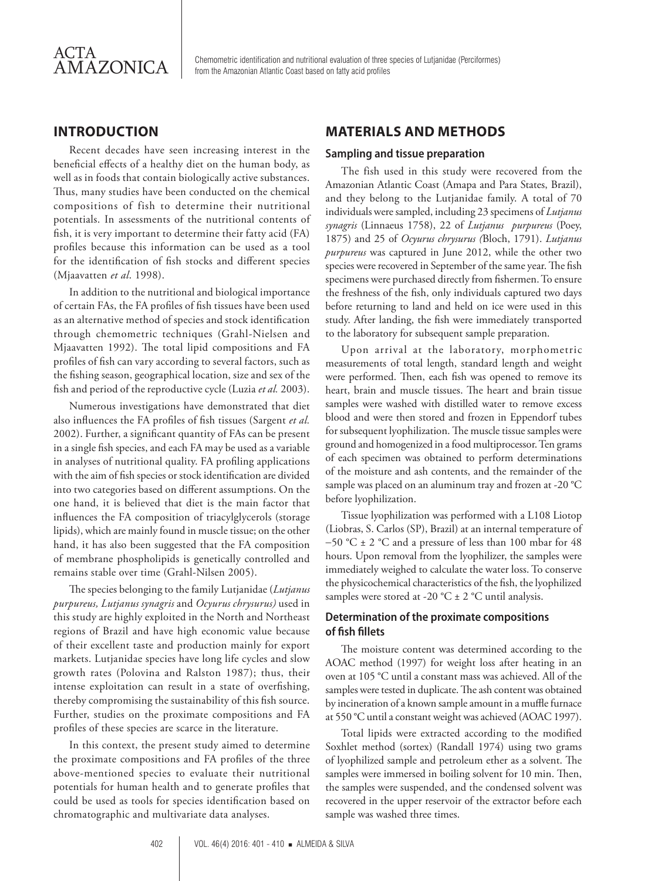## INTRODUCTION

Recent decades have seen increasing interest in the beneficial effects of a healthy diet on the human body, as well as in foods that contain biologically active substances. Thus, many studies have been conducted on the chemical compositions of fish to determine their nutritional potentials. In assessments of the nutritional contents of fish, it is very important to determine their fatty acid (FA) profiles because this information can be used as a tool for the identification of fish stocks and different species (Mjaavatten *et al*. 1998).

In addition to the nutritional and biological importance of certain FAs, the FA profiles of fish tissues have been used as an alternative method of species and stock identification through chemometric techniques (Grahl-Nielsen and Mjaavatten 1992). The total lipid compositions and FA profiles of fish can vary according to several factors, such as the fishing season, geographical location, size and sex of the fish and period of the reproductive cycle (Luzia *et al.* 2003).

Numerous investigations have demonstrated that diet also influences the FA profiles of fish tissues (Sargent *et al.* 2002). Further, a significant quantity of FAs can be present in a single fish species, and each FA may be used as a variable in analyses of nutritional quality. FA profiling applications with the aim of fish species or stock identification are divided into two categories based on different assumptions. On the one hand, it is believed that diet is the main factor that influences the FA composition of triacylglycerols (storage lipids), which are mainly found in muscle tissue; on the other hand, it has also been suggested that the FA composition of membrane phospholipids is genetically controlled and remains stable over time (Grahl-Nilsen 2005).

The species belonging to the family Lutjanidae (*Lutjanus purpureus, Lutjanus synagris* and *Ocyurus chrysurus)* used in this study are highly exploited in the North and Northeast regions of Brazil and have high economic value because of their excellent taste and production mainly for export markets. Lutjanidae species have long life cycles and slow growth rates (Polovina and Ralston 1987); thus, their intense exploitation can result in a state of overfishing, thereby compromising the sustainability of this fish source. Further, studies on the proximate compositions and FA profiles of these species are scarce in the literature.

In this context, the present study aimed to determine the proximate compositions and FA profiles of the three above-mentioned species to evaluate their nutritional potentials for human health and to generate profiles that could be used as tools for species identification based on chromatographic and multivariate data analyses.

## MATERIALS AND METHODS

### Sampling and tissue preparation

The fish used in this study were recovered from the Amazonian Atlantic Coast (Amapa and Para States, Brazil), and they belong to the Lutjanidae family. A total of 70 individuals were sampled, including 23 specimens of *Lutjanus synagris* (Linnaeus 1758), 22 of *Lutjanus purpureus* (Poey, 1875) and 25 of *Ocyurus chrysurus (*Bloch, 1791). *Lutjanus purpureus* was captured in June 2012, while the other two species were recovered in September of the same year. The fish specimens were purchased directly from fishermen. To ensure the freshness of the fish, only individuals captured two days before returning to land and held on ice were used in this study. After landing, the fish were immediately transported to the laboratory for subsequent sample preparation.

Upon arrival at the laboratory, morphometric measurements of total length, standard length and weight were performed. Then, each fish was opened to remove its heart, brain and muscle tissues. The heart and brain tissue samples were washed with distilled water to remove excess blood and were then stored and frozen in Eppendorf tubes for subsequent lyophilization. The muscle tissue samples were ground and homogenized in a food multiprocessor. Ten grams of each specimen was obtained to perform determinations of the moisture and ash contents, and the remainder of the sample was placed on an aluminum tray and frozen at -20 °C before lyophilization.

Tissue lyophilization was performed with a L108 Liotop (Liobras, S. Carlos (SP), Brazil) at an internal temperature of −50 °C ± 2 °C and a pressure of less than 100 mbar for 48 hours. Upon removal from the lyophilizer, the samples were immediately weighed to calculate the water loss. To conserve the physicochemical characteristics of the fish, the lyophilized samples were stored at -20 °C ± 2 °C until analysis.

### Determination of the proximate compositions of fish fillets

The moisture content was determined according to the AOAC method (1997) for weight loss after heating in an oven at 105 °C until a constant mass was achieved. All of the samples were tested in duplicate. The ash content was obtained by incineration of a known sample amount in a muffle furnace at 550 °C until a constant weight was achieved (AOAC 1997).

Total lipids were extracted according to the modified Soxhlet method (sortex) (Randall 1974) using two grams of lyophilized sample and petroleum ether as a solvent. The samples were immersed in boiling solvent for 10 min. Then, the samples were suspended, and the condensed solvent was recovered in the upper reservoir of the extractor before each sample was washed three times.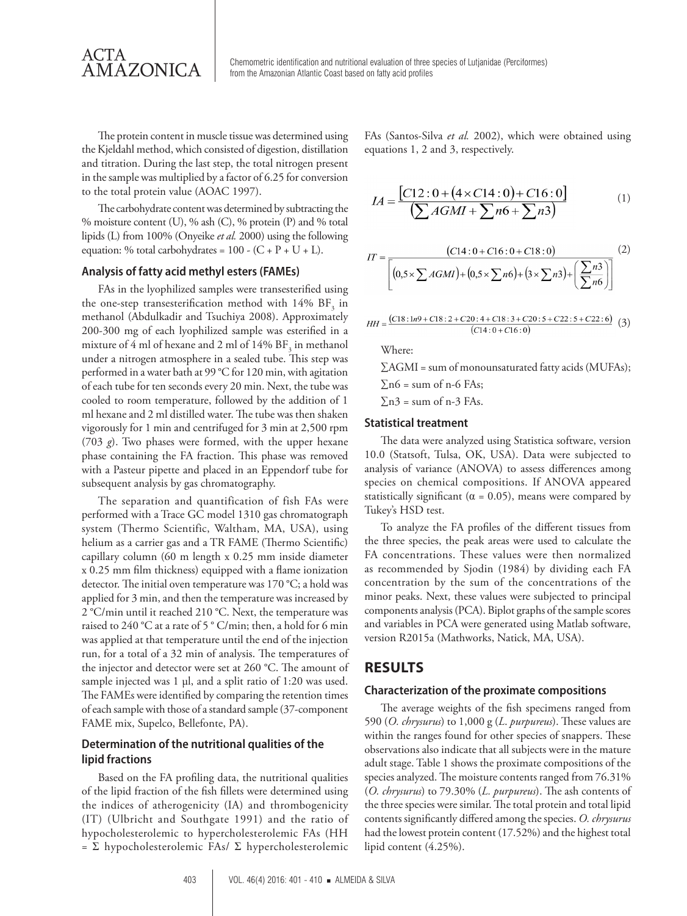The protein content in muscle tissue was determined using the Kjeldahl method, which consisted of digestion, distillation and titration. During the last step, the total nitrogen present in the sample was multiplied by a factor of 6.25 for conversion to the total protein value (AOAC 1997).

The carbohydrate content was determined by subtracting the % moisture content (U), % ash (C), % protein (P) and % total lipids (L) from 100% (Onyeike *et al.* 2000) using the following equation: % total carbohydrates = 100 - (C + P + U + L).

### Analysis of fatty acid methyl esters (FAMEs)

FAs in the lyophilized samples were transesterified using the one-step transesterification method with 14% $BF_3$ in methanol (Abdulkadir and Tsuchiya 2008). Approximately 200-300 mg of each lyophilized sample was esterified in a mixture of 4 ml of hexane and 2 ml of 14% $BF_3$ in methanol under a nitrogen atmosphere in a sealed tube. This step was performed in a water bath at 99 °C for 120 min, with agitation of each tube for ten seconds every 20 min. Next, the tube was cooled to room temperature, followed by the addition of 1 ml hexane and 2 ml distilled water. The tube was then shaken vigorously for 1 min and centrifuged for 3 min at 2,500 rpm (703 *g*). Two phases were formed, with the upper hexane phase containing the FA fraction. This phase was removed with a Pasteur pipette and placed in an Eppendorf tube for subsequent analysis by gas chromatography.

The separation and quantification of fish FAs were performed with a Trace GC model 1310 gas chromatograph system (Thermo Scientific, Waltham, MA, USA), using helium as a carrier gas and a TR FAME (Thermo Scientific) capillary column (60 m length x 0.25 mm inside diameter x 0.25 mm film thickness) equipped with a flame ionization detector. The initial oven temperature was 170 °C; a hold was applied for 3 min, and then the temperature was increased by 2 °C/min until it reached 210 °C. Next, the temperature was raised to 240 °C at a rate of 5 ° C/min; then, a hold for 6 min was applied at that temperature until the end of the injection run, for a total of a 32 min of analysis. The temperatures of the injector and detector were set at 260 °C. The amount of sample injected was 1 µl, and a split ratio of 1:20 was used. The FAMEs were identified by comparing the retention times of each sample with those of a standard sample (37-component FAME mix, Supelco, Bellefonte, PA).

### Determination of the nutritional qualities of the lipid fractions

Based on the FA profiling data, the nutritional qualities of the lipid fraction of the fish fillets were determined using the indices of atherogenicity (IA) and thrombogenicity (IT) (Ulbricht and Southgate 1991) and the ratio of hypocholesterolemic to hypercholesterolemic FAs (HH = Σ hypocholesterolemic FAs/ Σ hypercholesterolemic FAs (Santos-Silva *et al.* 2002), which were obtained using equations 1, 2 and 3, respectively.

$$IA = \frac{[C12:0 + (4 \times C14:0) + C16:0]}{\left(\sum AGMI + \sum n6 + \sum n3\right)} \quad (1)$$

$$IT = \frac{(C14:0 + C16:0 + C18:0)}{\left[\left(0{,}5 \times \sum AGMI\right) + \left(0{,}5 \times \sum n6\right) + \left(3 \times \sum n3\right) + \left(\frac{\sum n3}{\sum n6}\right)\right]} \quad (2)$$

$$HH = \frac{(C18:1n9 + C18:2 + C20:4 + C18:3 + C20:5 + C22:5 + C22:6)}{(C14:0 + C16:0)} \quad (3)$$

Where:

∑AGMI = sum of monounsaturated fatty acids (MUFAs);

∑n6 = sum of n-6 FAs;

∑n3 = sum of n-3 FAs.

### Statistical treatment

The data were analyzed using Statistica software, version 10.0 (Statsoft, Tulsa, OK, USA). Data were subjected to analysis of variance (ANOVA) to assess differences among species on chemical compositions. If ANOVA appeared statistically significant ($\alpha = 0.05$), means were compared by Tukey's HSD test.

To analyze the FA profiles of the different tissues from the three species, the peak areas were used to calculate the FA concentrations. These values were then normalized as recommended by Sjodin (1984) by dividing each FA concentration by the sum of the concentrations of the minor peaks. Next, these values were subjected to principal components analysis (PCA). Biplot graphs of the sample scores and variables in PCA were generated using Matlab software, version R2015a (Mathworks, Natick, MA, USA).

## RESULTS

### Characterization of the proximate compositions

The average weights of the fish specimens ranged from 590 (*O. chrysurus*) to 1,000 g (*L. purpureus*). These values are within the ranges found for other species of snappers. These observations also indicate that all subjects were in the mature adult stage. Table 1 shows the proximate compositions of the species analyzed. The moisture contents ranged from 76.31% (*O. chrysurus*) to 79.30% (*L. purpureus*). The ash contents of the three species were similar. The total protein and total lipid contents significantly differed among the species. *O. chrysurus* had the lowest protein content (17.52%) and the highest total lipid content (4.25%).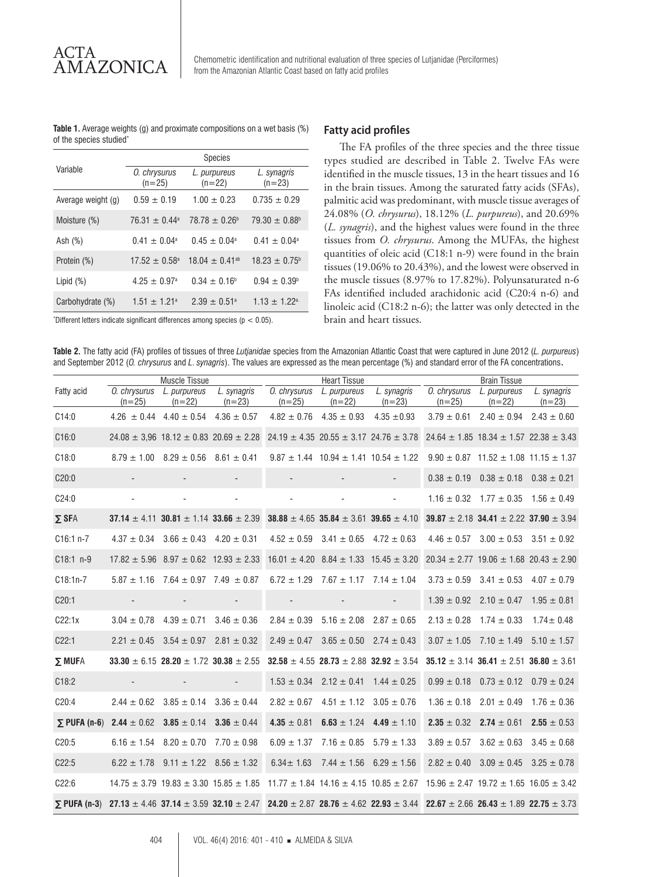**Table 1.** Average weights (g) and proximate compositions on a wet basis (%) of the species studied*

| Variable | Species | | |
|---|---|---|---|
| | *O. chrysurus* (n=25) | *L. purpureus* (n=22) | *L. synagris* (n=23) |
| Average weight (g) | 0.59 ± 0.19 | 1.00 ± 0.23 | 0.735 ± 0.29 |
| Moisture (%) | 76.31 ± 0.44[a] | 78.78 ± 0.26[b] | 79.30 ± 0.88[b] |
| Ash (%) | 0.41 ± 0.04[a] | 0.45 ± 0.04[a] | 0.41 ± 0.04[a] |
| Protein (%) | 17.52 ± 0.58[a] | 18.04 ± 0.41[ab] | 18.23 ± 0.75[b] |
| Lipid (%) | 4.25 ± 0.97[a] | 0.34 ± 0.16[b] | 0.94 ± 0.39[b] |
| Carbohydrate (%) | 1.51 ± 1.21[a] | 2.39 ± 0.51[a] | 1.13 ± 1.22[a] |

*Different letters indicate significant differences among species ($p < 0.05$).

## Fatty acid profiles

The FA profiles of the three species and the three tissue types studied are described in Table 2. Twelve FAs were identified in the muscle tissues, 13 in the heart tissues and 16 in the brain tissues. Among the saturated fatty acids (SFAs), palmitic acid was predominant, with muscle tissue averages of 24.08% (*O. chrysurus*), 18.12% (*L. purpureus*), and 20.69% (*L. synagris*), and the highest values were found in the three tissues from *O. chrysurus*. Among the MUFAs, the highest quantities of oleic acid (C18:1 n-9) were found in the brain tissues (19.06% to 20.43%), and the lowest were observed in the muscle tissues (8.97% to 17.82%). Polyunsaturated n-6 FAs identified included arachidonic acid (C20:4 n-6) and linoleic acid (C18:2 n-6); the latter was only detected in the brain and heart tissues.

**Table 2.** The fatty acid (FA) profiles of tissues of three *Lutjanidae* species from the Amazonian Atlantic Coast that were captured in June 2012 (*L. purpureus*) and September 2012 (*O. chrysurus* and *L. synagris*). The values are expressed as the mean percentage (%) and standard error of the FA concentrations.

| Fatty acid | Muscle Tissue | | | Heart Tissue | | | Brain Tissue | | |
|---|---|---|---|---|---|---|---|---|---|
| | *O. chrysurus* (n=25) | *L. purpureus* (n=22) | *L. synagris* (n=23) | *O. chrysurus* (n=25) | *L. purpureus* (n=22) | *L. synagris* (n=23) | *O. chrysurus* (n=25) | *L. purpureus* (n=22) | *L. synagris* (n=23) |
| C14:0 | 4.26 ± 0.44 | 4.40 ± 0.54 | 4.36 ± 0.57 | 4.82 ± 0.76 | 4.35 ± 0.93 | 4.35 ±0.93 | 3.79 ± 0.61 | 2.40 ± 0.94 | 2.43 ± 0.60 |
| C16:0 | 24.08 ± 3,96 | 18.12 ± 0.83 | 20.69 ± 2.28 | 24.19 ± 4.35 | 20.55 ± 3.17 | 24.76 ± 3.78 | 24.64 ± 1.85 | 18.34 ± 1.57 | 22.38 ± 3.43 |
| C18:0 | 8.79 ± 1.00 | 8.29 ± 0.56 | 8.61 ± 0.41 | 9.87 ± 1.44 | 10.94 ± 1.41 | 10.54 ± 1.22 | 9.90 ± 0.87 | 11.52 ± 1.08 | 11.15 ± 1.37 |
| C20:0 | - | - | - | - | - | - | 0.38 ± 0.19 | 0.38 ± 0.18 | 0.38 ± 0.21 |
| C24:0 | - | - | - | - | - | - | 1.16 ± 0.32 | 1.77 ± 0.35 | 1.56 ± 0.49 |
| **∑ SFA** | **37.14** ± 4.11 | **30.81** ± 1.14 | **33.66** ± 2.39 | **38.88** ± 4.65 | **35.84** ± 3.61 | **39.65** ± 4.10 | **39.87** ± 2.18 | **34.41** ± 2.22 | **37.90** ± 3.94 |
| C16:1 n-7 | 4.37 ± 0.34 | 3.66 ± 0.43 | 4.20 ± 0.31 | 4.52 ± 0.59 | 3.41 ± 0.65 | 4.72 ± 0.63 | 4.46 ± 0.57 | 3.00 ± 0.53 | 3.51 ± 0.92 |
| C18:1 n-9 | 17.82 ± 5.96 | 8.97 ± 0.62 | 12.93 ± 2.33 | 16.01 ± 4.20 | 8.84 ± 1.33 | 15.45 ± 3.20 | 20.34 ± 2.77 | 19.06 ± 1.68 | 20.43 ± 2.90 |
| C18:1n-7 | 5.87 ± 1.16 | 7.64 ± 0.97 | 7.49 ± 0.87 | 6.72 ± 1.29 | 7.67 ± 1.17 | 7.14 ± 1.04 | 3.73 ± 0.59 | 3.41 ± 0.53 | 4.07 ± 0.79 |
| C20:1 | - | - | - | - | - | - | 1.39 ± 0.92 | 2.10 ± 0.47 | 1.95 ± 0.81 |
| C22:1x | 3.04 ± 0,78 | 4.39 ± 0.71 | 3.46 ± 0.36 | 2.84 ± 0.39 | 5.16 ± 2.08 | 2.87 ± 0.65 | 2.13 ± 0.28 | 1.74 ± 0.33 | 1.74± 0.48 |
| C22:1 | 2.21 ± 0.45 | 3.54 ± 0.97 | 2.81 ± 0.32 | 2.49 ± 0.47 | 3.65 ± 0.50 | 2.74 ± 0.43 | 3.07 ± 1.05 | 7.10 ± 1.49 | 5.10 ± 1.57 |
| **∑ MUFA** | **33.30** ± 6.15 | **28.20** ± 1.72 | **30.38** ± 2.55 | **32.58** ± 4.55 | **28.73** ± 2.88 | **32.92** ± 3.54 | **35.12** ± 3.14 | **36.41** ± 2.51 | **36.80** ± 3.61 |
| C18:2 | - | - | - | 1.53 ± 0.34 | 2.12 ± 0.41 | 1.44 ± 0.25 | 0.99 ± 0.18 | 0.73 ± 0.12 | 0.79 ± 0.24 |
| C20:4 | 2.44 ± 0.62 | 3.85 ± 0.14 | 3.36 ± 0.44 | 2.82 ± 0.67 | 4.51 ± 1.12 | 3.05 ± 0.76 | 1.36 ± 0.18 | 2.01 ± 0.49 | 1.76 ± 0.36 |
| **∑ PUFA (n-6)** | **2.44** ± 0.62 | **3.85** ± 0.14 | **3.36** ± 0.44 | **4.35** ± 0.81 | **6.63** ± 1.24 | **4.49** ± 1.10 | **2.35** ± 0.32 | **2.74** ± 0.61 | **2.55** ± 0.53 |
| C20:5 | 6.16 ± 1.54 | 8.20 ± 0.70 | 7.70 ± 0.98 | 6.09 ± 1.37 | 7.16 ± 0.85 | 5.79 ± 1.33 | 3.89 ± 0.57 | 3.62 ± 0.63 | 3.45 ± 0.68 |
| C22:5 | 6.22 ± 1.78 | 9.11 ± 1.22 | 8.56 ± 1.32 | 6.34± 1.63 | 7.44 ± 1.56 | 6.29 ± 1.56 | 2.82 ± 0.40 | 3.09 ± 0.45 | 3.25 ± 0.78 |
| C22:6 | 14.75 ± 3.79 | 19.83 ± 3.30 | 15.85 ± 1.85 | 11.77 ± 1.84 | 14.16 ± 4.15 | 10.85 ± 2.67 | 15.96 ± 2.47 | 19.72 ± 1.65 | 16.05 ± 3.42 |
| **∑ PUFA (n-3)** | **27.13** ± 4.46 | **37.14** ± 3.59 | **32.10** ± 2.47 | **24.20** ± 2.87 | **28.76** ± 4.62 | **22.93** ± 3.44 | **22.67** ± 2.66 | **26.43** ± 1.89 | **22.75** ± 3.73 |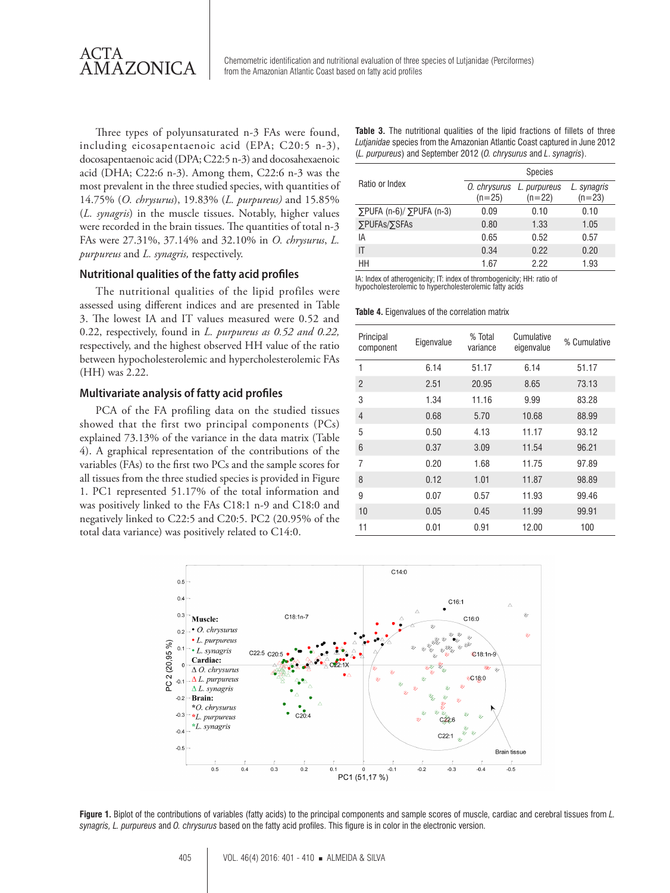Three types of polyunsaturated n-3 FAs were found, including eicosapentaenoic acid (EPA; C20:5 n-3), docosapentaenoic acid (DPA; C22:5 n-3) and docosahexaenoic acid (DHA; C22:6 n-3). Among them, C22:6 n-3 was the most prevalent in the three studied species, with quantities of 14.75% (*O. chrysurus*), 19.83% (*L. purpureus)* and 15.85% (*L. synagris*) in the muscle tissues. Notably, higher values were recorded in the brain tissues. The quantities of total n-3 FAs were 27.31%, 37.14% and 32.10% in *O. chrysurus*, *L. purpureus* and *L. synagris,* respectively.

### Nutritional qualities of the fatty acid profiles

The nutritional qualities of the lipid profiles were assessed using different indices and are presented in Table 3. The lowest IA and IT values measured were 0.52 and 0.22, respectively, found in *L. purpureus as 0.52 and 0.22,* respectively, and the highest observed HH value of the ratio between hypocholesterolemic and hypercholesterolemic FAs (HH) was 2.22.

### Multivariate analysis of fatty acid profiles

PCA of the FA profiling data on the studied tissues showed that the first two principal components (PCs) explained 73.13% of the variance in the data matrix (Table 4). A graphical representation of the contributions of the variables (FAs) to the first two PCs and the sample scores for all tissues from the three studied species is provided in Figure 1. PC1 represented 51.17% of the total information and was positively linked to the FAs C18:1 n-9 and C18:0 and negatively linked to C22:5 and C20:5. PC2 (20.95% of the total data variance) was positively related to C14:0.

**Table 3.** The nutritional qualities of the lipid fractions of fillets of three *Lutjanidae* species from the Amazonian Atlantic Coast captured in June 2012 (*L. purpureus*) and September 2012 (*O. chrysurus* and *L. synagris*).

| Ratio or Index | Species | | |
|---|---|---|---|
| | *O. chrysurus* (n=25) | *L. purpureus* (n=22) | *L. synagris* (n=23) |
| ∑PUFA (n-6)/ ∑PUFA (n-3) | 0.09 | 0.10 | 0.10 |
| ∑PUFAs/∑SFAs | 0.80 | 1.33 | 1.05 |
| IA | 0.65 | 0.52 | 0.57 |
| IT | 0.34 | 0.22 | 0.20 |
| HH | 1.67 | 2.22 | 1.93 |

IA: Index of atherogenicity; IT: index of thrombogenicity; HH: ratio of hypocholesterolemic to hypercholesterolemic fatty acids

**Table 4.** Eigenvalues of the correlation matrix

| Principal component | Eigenvalue | % Total variance | Cumulative eigenvalue | % Cumulative |
|---|---|---|---|---|
| 1 | 6.14 | 51.17 | 6.14 | 51.17 |
| 2 | 2.51 | 20.95 | 8.65 | 73.13 |
| 3 | 1.34 | 11.16 | 9.99 | 83.28 |
| 4 | 0.68 | 5.70 | 10.68 | 88.99 |
| 5 | 0.50 | 4.13 | 11.17 | 93.12 |
| 6 | 0.37 | 3.09 | 11.54 | 96.21 |
| 7 | 0.20 | 1.68 | 11.75 | 97.89 |
| 8 | 0.12 | 1.01 | 11.87 | 98.89 |
| 9 | 0.07 | 0.57 | 11.93 | 99.46 |
| 10 | 0.05 | 0.45 | 11.99 | 99.91 |
| 11 | 0.01 | 0.91 | 12.00 | 100 |

**Figure 1.** Biplot of the contributions of variables (fatty acids) to the principal components and sample scores of muscle, cardiac and cerebral tissues from *L. synagris, L. purpureus* and *O. chrysurus* based on the fatty acid profiles. This figure is in color in the electronic version.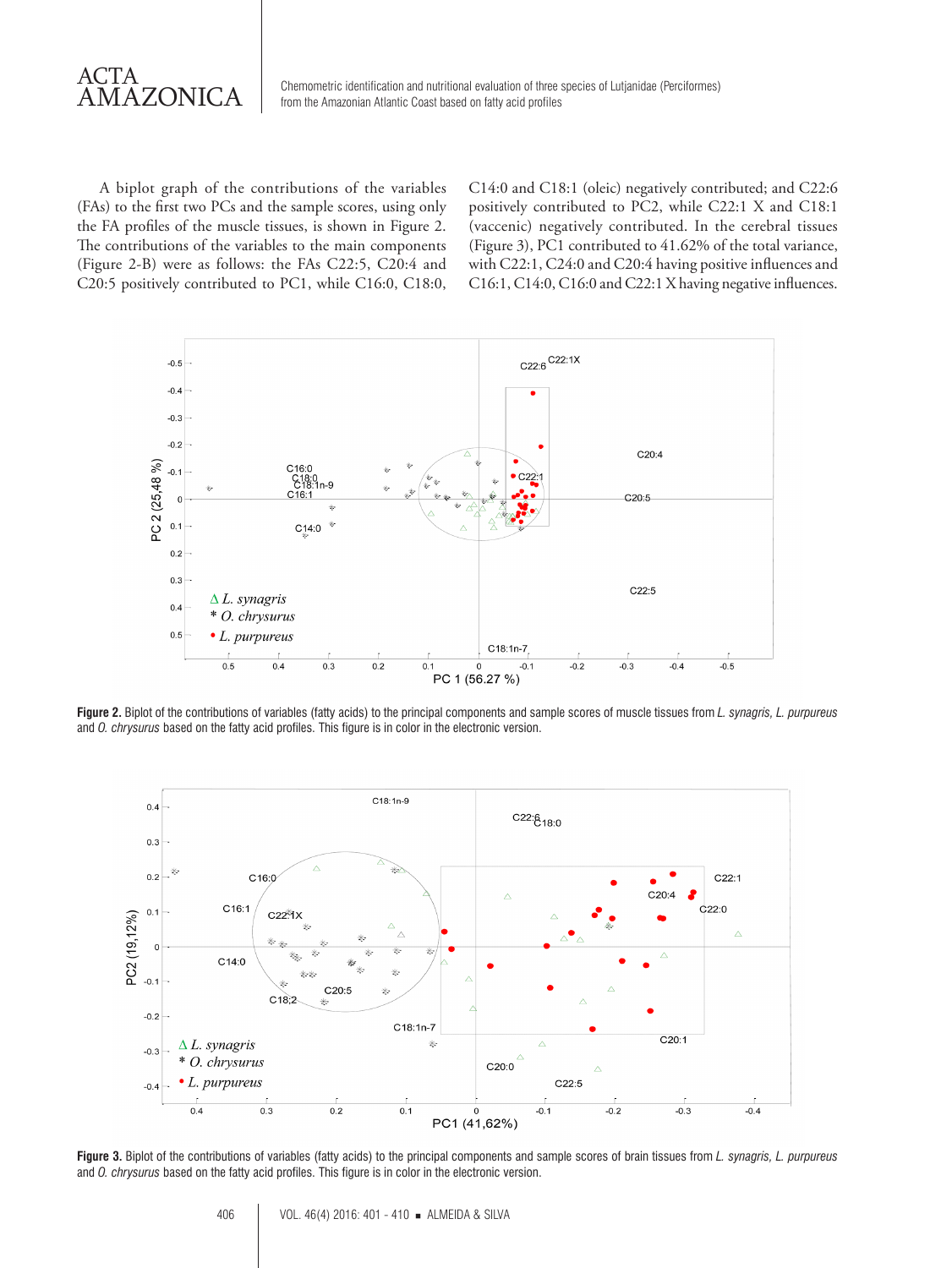A biplot graph of the contributions of the variables (FAs) to the first two PCs and the sample scores, using only the FA profiles of the muscle tissues, is shown in Figure 2. The contributions of the variables to the main components (Figure 2-B) were as follows: the FAs C22:5, C20:4 and C20:5 positively contributed to PC1, while C16:0, C18:0, C14:0 and C18:1 (oleic) negatively contributed; and C22:6 positively contributed to PC2, while C22:1 X and C18:1 (vaccenic) negatively contributed. In the cerebral tissues (Figure 3), PC1 contributed to 41.62% of the total variance, with C22:1, C24:0 and C20:4 having positive influences and C16:1, C14:0, C16:0 and C22:1 X having negative influences.

**Figure 2.** Biplot of the contributions of variables (fatty acids) to the principal components and sample scores of muscle tissues from *L. synagris, L. purpureus* and *O. chrysurus* based on the fatty acid profiles. This figure is in color in the electronic version.

**Figure 3.** Biplot of the contributions of variables (fatty acids) to the principal components and sample scores of brain tissues from *L. synagris, L. purpureus* and *O. chrysurus* based on the fatty acid profiles. This figure is in color in the electronic version.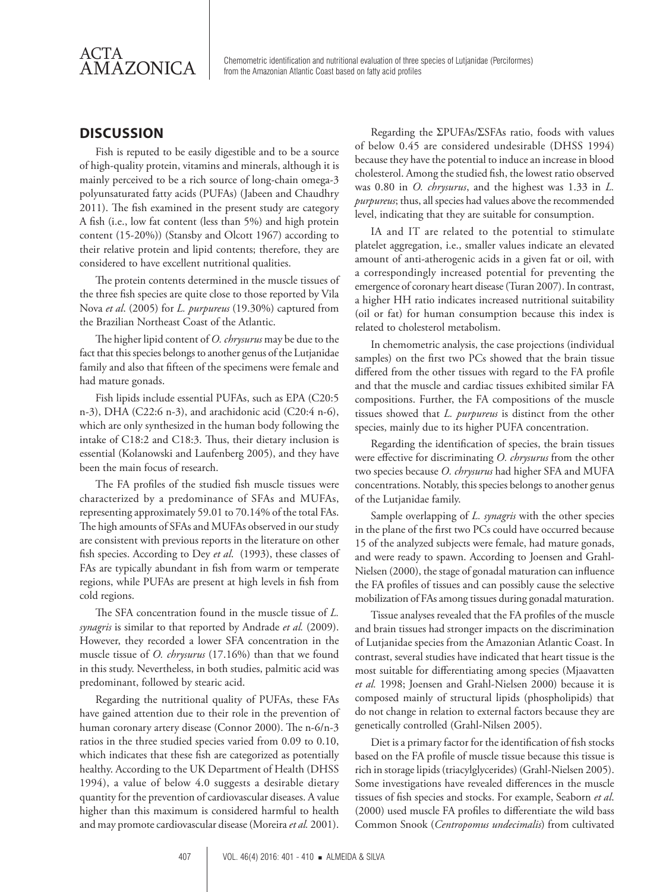## DISCUSSION

Fish is reputed to be easily digestible and to be a source of high-quality protein, vitamins and minerals, although it is mainly perceived to be a rich source of long-chain omega-3 polyunsaturated fatty acids (PUFAs) (Jabeen and Chaudhry 2011). The fish examined in the present study are category A fish (i.e., low fat content (less than 5%) and high protein content (15-20%)) (Stansby and Olcott 1967) according to their relative protein and lipid contents; therefore, they are considered to have excellent nutritional qualities.

The protein contents determined in the muscle tissues of the three fish species are quite close to those reported by Vila Nova *et al*. (2005) for *L. purpureus* (19.30%) captured from the Brazilian Northeast Coast of the Atlantic.

The higher lipid content of *O. chrysurus* may be due to the fact that this species belongs to another genus of the Lutjanidae family and also that fifteen of the specimens were female and had mature gonads.

Fish lipids include essential PUFAs, such as EPA (C20:5 n-3), DHA (C22:6 n-3), and arachidonic acid (C20:4 n-6), which are only synthesized in the human body following the intake of C18:2 and C18:3. Thus, their dietary inclusion is essential (Kolanowski and Laufenberg 2005), and they have been the main focus of research.

The FA profiles of the studied fish muscle tissues were characterized by a predominance of SFAs and MUFAs, representing approximately 59.01 to 70.14% of the total FAs. The high amounts of SFAs and MUFAs observed in our study are consistent with previous reports in the literature on other fish species. According to Dey *et al.* (1993), these classes of FAs are typically abundant in fish from warm or temperate regions, while PUFAs are present at high levels in fish from cold regions.

The SFA concentration found in the muscle tissue of *L. synagris* is similar to that reported by Andrade *et al.* (2009). However, they recorded a lower SFA concentration in the muscle tissue of *O. chrysurus* (17.16%) than that we found in this study. Nevertheless, in both studies, palmitic acid was predominant, followed by stearic acid.

Regarding the nutritional quality of PUFAs, these FAs have gained attention due to their role in the prevention of human coronary artery disease (Connor 2000). The n-6/n-3 ratios in the three studied species varied from 0.09 to 0.10, which indicates that these fish are categorized as potentially healthy. According to the UK Department of Health (DHSS 1994), a value of below 4.0 suggests a desirable dietary quantity for the prevention of cardiovascular diseases. A value higher than this maximum is considered harmful to health and may promote cardiovascular disease (Moreira *et al.* 2001).

Regarding the ΣPUFAs/ΣSFAs ratio, foods with values of below 0.45 are considered undesirable (DHSS 1994) because they have the potential to induce an increase in blood cholesterol. Among the studied fish, the lowest ratio observed was 0.80 in *O. chrysurus*, and the highest was 1.33 in *L. purpureus*; thus, all species had values above the recommended level, indicating that they are suitable for consumption.

IA and IT are related to the potential to stimulate platelet aggregation, i.e., smaller values indicate an elevated amount of anti-atherogenic acids in a given fat or oil, with a correspondingly increased potential for preventing the emergence of coronary heart disease (Turan 2007). In contrast, a higher HH ratio indicates increased nutritional suitability (oil or fat) for human consumption because this index is related to cholesterol metabolism.

In chemometric analysis, the case projections (individual samples) on the first two PCs showed that the brain tissue differed from the other tissues with regard to the FA profile and that the muscle and cardiac tissues exhibited similar FA compositions. Further, the FA compositions of the muscle tissues showed that *L. purpureus* is distinct from the other species, mainly due to its higher PUFA concentration.

Regarding the identification of species, the brain tissues were effective for discriminating *O. chrysurus* from the other two species because *O. chrysurus* had higher SFA and MUFA concentrations. Notably, this species belongs to another genus of the Lutjanidae family.

Sample overlapping of *L. synagris* with the other species in the plane of the first two PCs could have occurred because 15 of the analyzed subjects were female, had mature gonads, and were ready to spawn. According to Joensen and Grahl-Nielsen (2000), the stage of gonadal maturation can influence the FA profiles of tissues and can possibly cause the selective mobilization of FAs among tissues during gonadal maturation.

Tissue analyses revealed that the FA profiles of the muscle and brain tissues had stronger impacts on the discrimination of Lutjanidae species from the Amazonian Atlantic Coast. In contrast, several studies have indicated that heart tissue is the most suitable for differentiating among species (Mjaavatten *et al.* 1998; Joensen and Grahl-Nielsen 2000) because it is composed mainly of structural lipids (phospholipids) that do not change in relation to external factors because they are genetically controlled (Grahl-Nilsen 2005).

Diet is a primary factor for the identification of fish stocks based on the FA profile of muscle tissue because this tissue is rich in storage lipids (triacylglycerides) (Grahl-Nielsen 2005). Some investigations have revealed differences in the muscle tissues of fish species and stocks. For example, Seaborn *et al.* (2000) used muscle FA profiles to differentiate the wild bass Common Snook (*Centropomus undecimalis*) from cultivated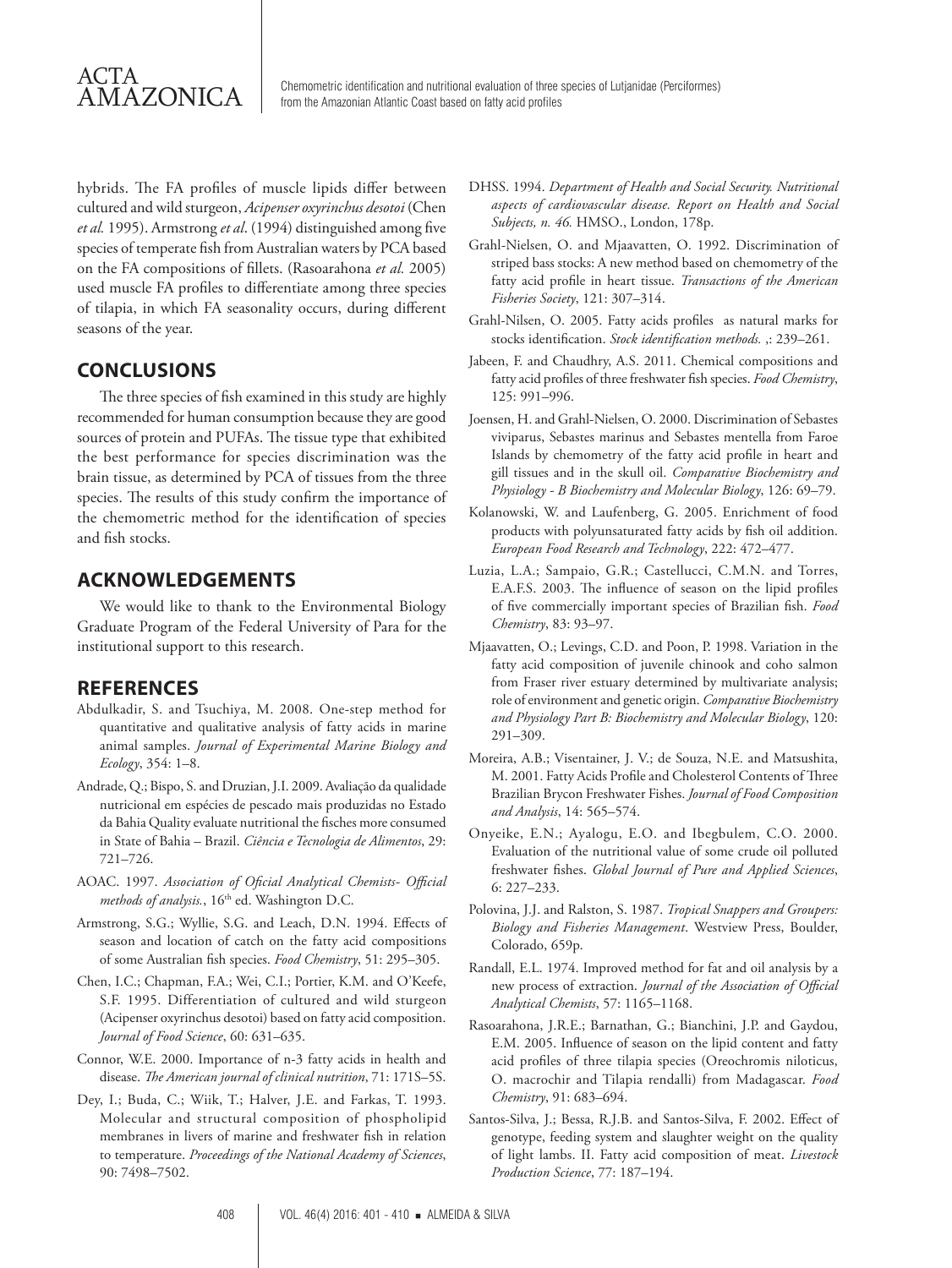hybrids. The FA profiles of muscle lipids differ between cultured and wild sturgeon, *Acipenser oxyrinchus desotoi* (Chen *et al.* 1995). Armstrong *et al*. (1994) distinguished among five species of temperate fish from Australian waters by PCA based on the FA compositions of fillets. (Rasoarahona *et al.* 2005) used muscle FA profiles to differentiate among three species of tilapia, in which FA seasonality occurs, during different seasons of the year.

## CONCLUSIONS

The three species of fish examined in this study are highly recommended for human consumption because they are good sources of protein and PUFAs. The tissue type that exhibited the best performance for species discrimination was the brain tissue, as determined by PCA of tissues from the three species. The results of this study confirm the importance of the chemometric method for the identification of species and fish stocks.

## ACKNOWLEDGEMENTS

We would like to thank to the Environmental Biology Graduate Program of the Federal University of Para for the institutional support to this research.

## REFERENCES

Abdulkadir, S. and Tsuchiya, M. 2008. One-step method for quantitative and qualitative analysis of fatty acids in marine animal samples. *Journal of Experimental Marine Biology and Ecology*, 354: 1–8.

Andrade, Q.; Bispo, S. and Druzian, J.I. 2009. Avaliação da qualidade nutricional em espécies de pescado mais produzidas no Estado da Bahia Quality evaluate nutritional the fisches more consumed in State of Bahia – Brazil. *Ciência e Tecnologia de Alimentos*, 29: 721–726.

AOAC. 1997. *Association of Oficial Analytical Chemists- Official methods of analysis.*, 16th ed. Washington D.C.

Armstrong, S.G.; Wyllie, S.G. and Leach, D.N. 1994. Effects of season and location of catch on the fatty acid compositions of some Australian fish species. *Food Chemistry*, 51: 295–305.

Chen, I.C.; Chapman, F.A.; Wei, C.I.; Portier, K.M. and O'Keefe, S.F. 1995. Differentiation of cultured and wild sturgeon (Acipenser oxyrinchus desotoi) based on fatty acid composition. *Journal of Food Science*, 60: 631–635.

Connor, W.E. 2000. Importance of n-3 fatty acids in health and disease. *The American journal of clinical nutrition*, 71: 171S–5S.

Dey, I.; Buda, C.; Wiik, T.; Halver, J.E. and Farkas, T. 1993. Molecular and structural composition of phospholipid membranes in livers of marine and freshwater fish in relation to temperature. *Proceedings of the National Academy of Sciences*, 90: 7498–7502.

DHSS. 1994. *Department of Health and Social Security. Nutritional aspects of cardiovascular disease. Report on Health and Social Subjects, n. 46.* HMSO., London, 178p.

Grahl-Nielsen, O. and Mjaavatten, O. 1992. Discrimination of striped bass stocks: A new method based on chemometry of the fatty acid profile in heart tissue. *Transactions of the American Fisheries Society*, 121: 307–314.

Grahl-Nilsen, O. 2005. Fatty acids profiles as natural marks for stocks identification. *Stock identification methods.* ,: 239–261.

Jabeen, F. and Chaudhry, A.S. 2011. Chemical compositions and fatty acid profiles of three freshwater fish species. *Food Chemistry*, 125: 991–996.

Joensen, H. and Grahl-Nielsen, O. 2000. Discrimination of Sebastes viviparus, Sebastes marinus and Sebastes mentella from Faroe Islands by chemometry of the fatty acid profile in heart and gill tissues and in the skull oil. *Comparative Biochemistry and Physiology - B Biochemistry and Molecular Biology*, 126: 69–79.

Kolanowski, W. and Laufenberg, G. 2005. Enrichment of food products with polyunsaturated fatty acids by fish oil addition. *European Food Research and Technology*, 222: 472–477.

Luzia, L.A.; Sampaio, G.R.; Castellucci, C.M.N. and Torres, E.A.F.S. 2003. The influence of season on the lipid profiles of five commercially important species of Brazilian fish. *Food Chemistry*, 83: 93–97.

Mjaavatten, O.; Levings, C.D. and Poon, P. 1998. Variation in the fatty acid composition of juvenile chinook and coho salmon from Fraser river estuary determined by multivariate analysis; role of environment and genetic origin. *Comparative Biochemistry and Physiology Part B: Biochemistry and Molecular Biology*, 120: 291–309.

Moreira, A.B.; Visentainer, J. V.; de Souza, N.E. and Matsushita, M. 2001. Fatty Acids Profile and Cholesterol Contents of Three Brazilian Brycon Freshwater Fishes. *Journal of Food Composition and Analysis*, 14: 565–574.

Onyeike, E.N.; Ayalogu, E.O. and Ibegbulem, C.O. 2000. Evaluation of the nutritional value of some crude oil polluted freshwater fishes. *Global Journal of Pure and Applied Sciences*, 6: 227–233.

Polovina, J.J. and Ralston, S. 1987. *Tropical Snappers and Groupers: Biology and Fisheries Management*. Westview Press, Boulder, Colorado, 659p.

Randall, E.L. 1974. Improved method for fat and oil analysis by a new process of extraction. *Journal of the Association of Official Analytical Chemists*, 57: 1165–1168.

Rasoarahona, J.R.E.; Barnathan, G.; Bianchini, J.P. and Gaydou, E.M. 2005. Influence of season on the lipid content and fatty acid profiles of three tilapia species (Oreochromis niloticus, O. macrochir and Tilapia rendalli) from Madagascar. *Food Chemistry*, 91: 683–694.

Santos-Silva, J.; Bessa, R.J.B. and Santos-Silva, F. 2002. Effect of genotype, feeding system and slaughter weight on the quality of light lambs. II. Fatty acid composition of meat. *Livestock Production Science*, 77: 187–194.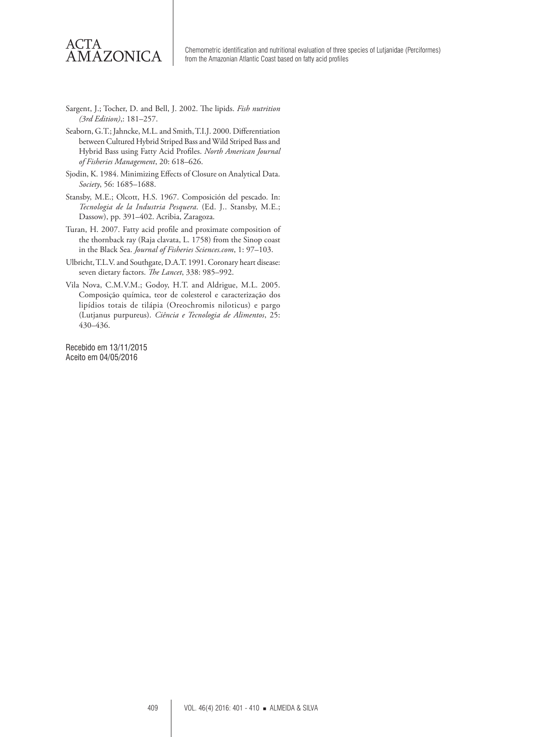Sargent, J.; Tocher, D. and Bell, J. 2002. The lipids. *Fish nutrition (3rd Edition)*,: 181–257.

Seaborn, G.T.; Jahncke, M.L. and Smith, T.I.J. 2000. Differentiation between Cultured Hybrid Striped Bass and Wild Striped Bass and Hybrid Bass using Fatty Acid Profiles. *North American Journal of Fisheries Management*, 20: 618–626.

Sjodin, K. 1984. Minimizing Effects of Closure on Analytical Data. *Society*, 56: 1685–1688.

Stansby, M.E.; Olcott, H.S. 1967. Composición del pescado. In: *Tecnologia de la Industria Pesquera*. (Ed. J.. Stansby, M.E.; Dassow), pp. 391–402. Acribia, Zaragoza.

Turan, H. 2007. Fatty acid profile and proximate composition of the thornback ray (Raja clavata, L. 1758) from the Sinop coast in the Black Sea. *Journal of Fisheries Sciences.com*, 1: 97–103.

Ulbricht, T.L.V. and Southgate, D.A.T. 1991. Coronary heart disease: seven dietary factors. *The Lancet*, 338: 985–992.

Vila Nova, C.M.V.M.; Godoy, H.T. and Aldrigue, M.L. 2005. Composição química, teor de colesterol e caracterização dos lipídios totais de tilápia (Oreochromis niloticus) e pargo (Lutjanus purpureus). *Ciência e Tecnologia de Alimentos*, 25: 430–436.

Recebido em 13/11/2015
Aceito em 04/05/2016